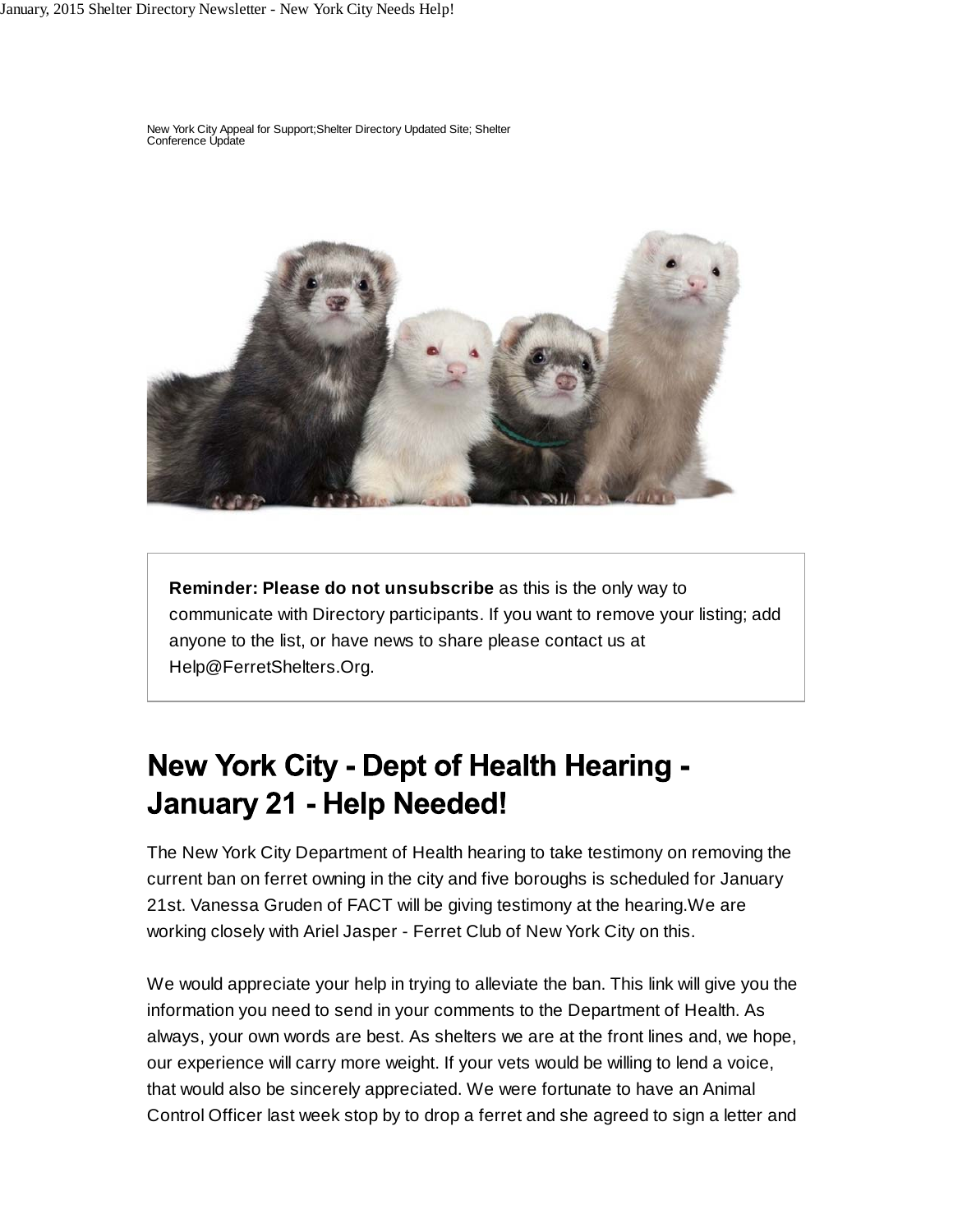New York City Appeal for Support;Shelter Directory Updated Site; Shelter Conference Update

**Reminder: Please do not unsubscribe** as this is the only way to communicate with Directory participants. If you want to remove your listing; add anyone to the list, or have news to share please contact us at Help@FerretShelters.Org.

## New York City - Dept of Health Hearing - January 21 - Help Needed!

The New York City Department of Health hearing to take testimony on removing the current ban on ferret owning in the city and five boroughs is scheduled for January 21st. Vanessa Gruden of FACT will be giving testimony at the hearing.We are working closely with Ariel Jasper - Ferret Club of New York City on this.

We would appreciate your help in trying to alleviate the ban. This link will give you the information you need to send in your comments to the Department of Health. As always, your own words are best. As shelters we are at the front lines and, we hope, our experience will carry more weight. If your vets would be willing to lend a voice, that would also be sincerely appreciated. We were fortunate to have an Animal Control Officer last week stop by to drop a ferret and she agreed to sign a letter and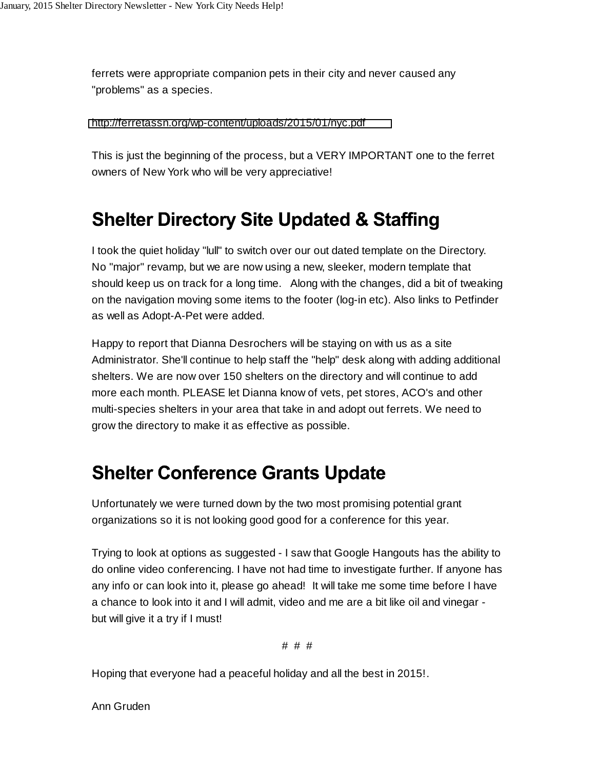ferrets were appropriate companion pets in their city and never caused any "problems" as a species.

http://ferretassn.org/wp-content/uploads/2015/01/nyc.pdf

This is just the beginning of the process, but a VERY IMPORTANT one to the ferret owners of New York who will be very appreciative!

## Shelter Directory Site Updated & Staffing

I took the quiet holiday "lull" to switch over our out dated template on the Directory. No "major" revamp, but we are now using a new, sleeker, modern template that should keep us on track for a long time. Along with the changes, did a bit of tweaking on the navigation moving some items to the footer (log-in etc). Also links to Petfinder as well as Adopt-A-Pet were added.

Happy to report that Dianna Desrochers will be staying on with us as a site Administrator. She'll continue to help staff the "help" desk along with adding additional shelters. We are now over 150 shelters on the directory and will continue to add more each month. PLEASE let Dianna know of vets, pet stores, ACO's and other multi-species shelters in your area that take in and adopt out ferrets. We need to grow the directory to make it as effective as possible.

## Shelter Conference Grants Update

Unfortunately we were turned down by the two most promising potential grant organizations so it is not looking good good for a conference for this year.

Trying to look at options as suggested - I saw that Google Hangouts has the ability to do online video conferencing. I have not had time to investigate further. If anyone has any info or can look into it, please go ahead! It will take me some time before I have a chance to look into it and I will admit, video and me are a bit like oil and vinegar - but will give it a try if I must!

# # #

Hoping that everyone had a peaceful holiday and all the best in 2015!.

Ann Gruden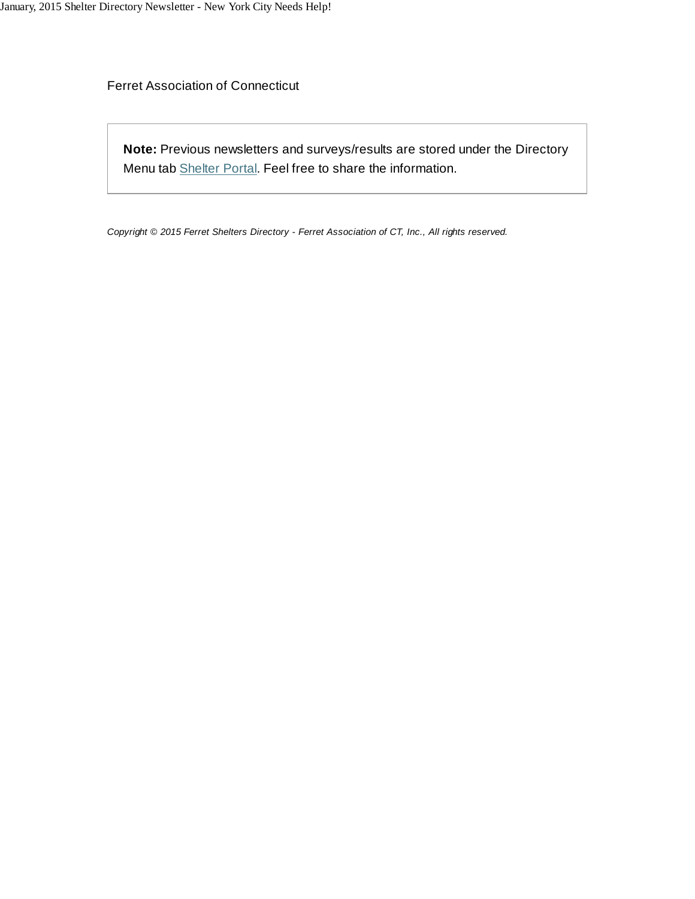Ferret Association of Connecticut

**Note:** Previous newsletters and surveys/results are stored under the Directory Menu tab Shelter Portal. Feel free to share the information.

*Copyright © 2015 Ferret Shelters Directory - Ferret Association of CT, Inc., All rights reserved.*